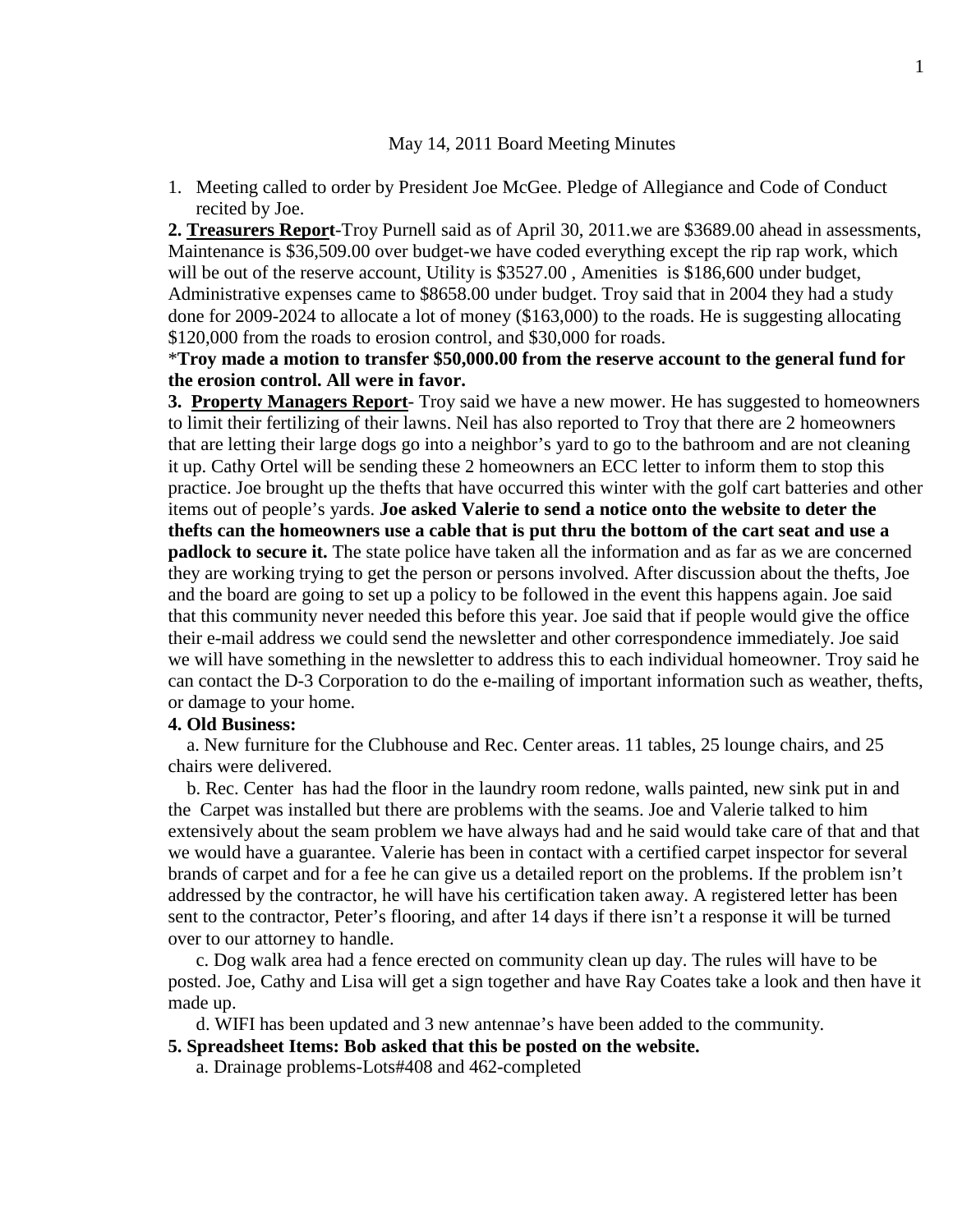May 14, 2011 Board Meeting Minutes

1. Meeting called to order by President Joe McGee. Pledge of Allegiance and Code of Conduct recited by Joe.

**2. Treasurers Report**-Troy Purnell said as of April 30, 2011.we are $3689.00 ahead in assessments, Maintenance is $36,509.00 over budget-we have coded everything except the rip rap work, which will be out of the reserve account, Utility is $3527.00 , Amenities is $186,600 under budget, Administrative expenses came to $8658.00 under budget. Troy said that in 2004 they had a study done for 2009-2024 to allocate a lot of money ($163,000) to the roads. He is suggesting allocating $120,000 from the roads to erosion control, and $30,000 for roads.

***Troy made a motion to transfer $50,000.00 from the reserve account to the general fund for the erosion control. All were in favor.**

**3. Property Managers Report**- Troy said we have a new mower. He has suggested to homeowners to limit their fertilizing of their lawns. Neil has also reported to Troy that there are 2 homeowners that are letting their large dogs go into a neighbor's yard to go to the bathroom and are not cleaning it up. Cathy Ortel will be sending these 2 homeowners an ECC letter to inform them to stop this practice. Joe brought up the thefts that have occurred this winter with the golf cart batteries and other items out of people's yards. **Joe asked Valerie to send a notice onto the website to deter the thefts can the homeowners use a cable that is put thru the bottom of the cart seat and use a padlock to secure it.** The state police have taken all the information and as far as we are concerned they are working trying to get the person or persons involved. After discussion about the thefts, Joe and the board are going to set up a policy to be followed in the event this happens again. Joe said that this community never needed this before this year. Joe said that if people would give the office their e-mail address we could send the newsletter and other correspondence immediately. Joe said we will have something in the newsletter to address this to each individual homeowner. Troy said he can contact the D-3 Corporation to do the e-mailing of important information such as weather, thefts, or damage to your home.

**4. Old Business:**

a. New furniture for the Clubhouse and Rec. Center areas. 11 tables, 25 lounge chairs, and 25 chairs were delivered.

b. Rec. Center has had the floor in the laundry room redone, walls painted, new sink put in and the Carpet was installed but there are problems with the seams. Joe and Valerie talked to him extensively about the seam problem we have always had and he said would take care of that and that we would have a guarantee. Valerie has been in contact with a certified carpet inspector for several brands of carpet and for a fee he can give us a detailed report on the problems. If the problem isn't addressed by the contractor, he will have his certification taken away. A registered letter has been sent to the contractor, Peter's flooring, and after 14 days if there isn't a response it will be turned over to our attorney to handle.

c. Dog walk area had a fence erected on community clean up day. The rules will have to be posted. Joe, Cathy and Lisa will get a sign together and have Ray Coates take a look and then have it made up.

d. WIFI has been updated and 3 new antennae's have been added to the community.

**5. Spreadsheet Items: Bob asked that this be posted on the website.**

a. Drainage problems-Lots#408 and 462-completed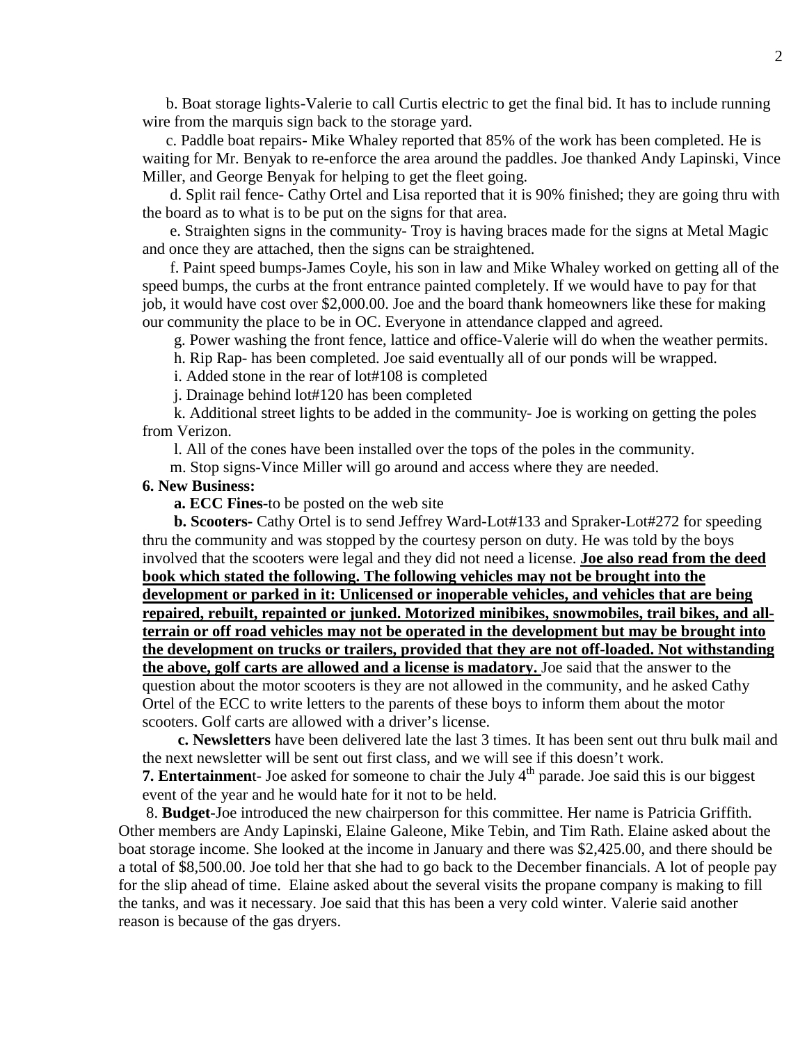b. Boat storage lights-Valerie to call Curtis electric to get the final bid. It has to include running wire from the marquis sign back to the storage yard.

c. Paddle boat repairs- Mike Whaley reported that 85% of the work has been completed. He is waiting for Mr. Benyak to re-enforce the area around the paddles. Joe thanked Andy Lapinski, Vince Miller, and George Benyak for helping to get the fleet going.

d. Split rail fence- Cathy Ortel and Lisa reported that it is 90% finished; they are going thru with the board as to what is to be put on the signs for that area.

e. Straighten signs in the community- Troy is having braces made for the signs at Metal Magic and once they are attached, then the signs can be straightened.

f. Paint speed bumps-James Coyle, his son in law and Mike Whaley worked on getting all of the speed bumps, the curbs at the front entrance painted completely. If we would have to pay for that job, it would have cost over $2,000.00. Joe and the board thank homeowners like these for making our community the place to be in OC. Everyone in attendance clapped and agreed.

g. Power washing the front fence, lattice and office-Valerie will do when the weather permits.

h. Rip Rap- has been completed. Joe said eventually all of our ponds will be wrapped.

i. Added stone in the rear of lot#108 is completed

j. Drainage behind lot#120 has been completed

k. Additional street lights to be added in the community- Joe is working on getting the poles from Verizon.

l. All of the cones have been installed over the tops of the poles in the community.

m. Stop signs-Vince Miller will go around and access where they are needed.

**6. New Business:**

**a. ECC Fines**-to be posted on the web site

**b. Scooters**- Cathy Ortel is to send Jeffrey Ward-Lot#133 and Spraker-Lot#272 for speeding thru the community and was stopped by the courtesy person on duty. He was told by the boys involved that the scooters were legal and they did not need a license. **Joe also read from the deed book which stated the following. The following vehicles may not be brought into the development or parked in it: Unlicensed or inoperable vehicles, and vehicles that are being repaired, rebuilt, repainted or junked. Motorized minibikes, snowmobiles, trail bikes, and all-terrain or off road vehicles may not be operated in the development but may be brought into the development on trucks or trailers, provided that they are not off-loaded. Not withstanding the above, golf carts are allowed and a license is madatory.** Joe said that the answer to the question about the motor scooters is they are not allowed in the community, and he asked Cathy Ortel of the ECC to write letters to the parents of these boys to inform them about the motor scooters. Golf carts are allowed with a driver's license.

**c. Newsletters** have been delivered late the last 3 times. It has been sent out thru bulk mail and the next newsletter will be sent out first class, and we will see if this doesn't work.

**7. Entertainmen**t- Joe asked for someone to chair the July 4th parade. Joe said this is our biggest event of the year and he would hate for it not to be held.

8. **Budget**-Joe introduced the new chairperson for this committee. Her name is Patricia Griffith. Other members are Andy Lapinski, Elaine Galeone, Mike Tebin, and Tim Rath. Elaine asked about the boat storage income. She looked at the income in January and there was $2,425.00, and there should be a total of $8,500.00. Joe told her that she had to go back to the December financials. A lot of people pay for the slip ahead of time. Elaine asked about the several visits the propane company is making to fill the tanks, and was it necessary. Joe said that this has been a very cold winter. Valerie said another reason is because of the gas dryers.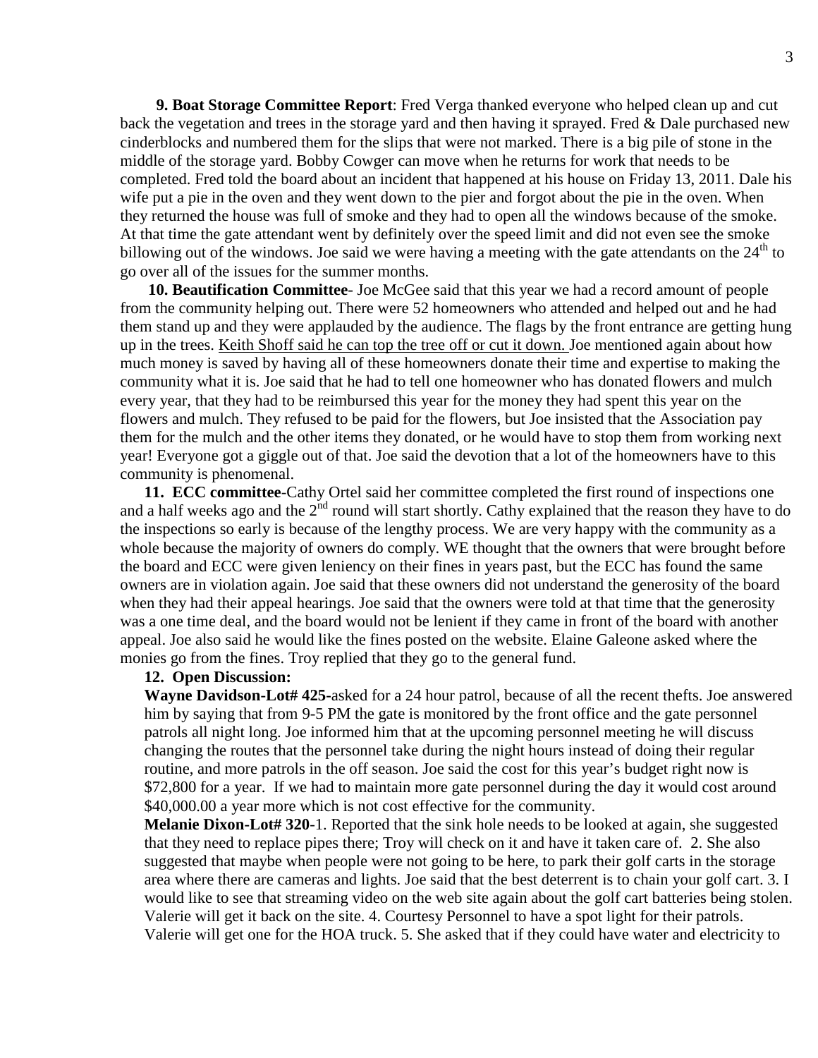**9. Boat Storage Committee Report**: Fred Verga thanked everyone who helped clean up and cut back the vegetation and trees in the storage yard and then having it sprayed. Fred & Dale purchased new cinderblocks and numbered them for the slips that were not marked. There is a big pile of stone in the middle of the storage yard. Bobby Cowger can move when he returns for work that needs to be completed. Fred told the board about an incident that happened at his house on Friday 13, 2011. Dale his wife put a pie in the oven and they went down to the pier and forgot about the pie in the oven. When they returned the house was full of smoke and they had to open all the windows because of the smoke. At that time the gate attendant went by definitely over the speed limit and did not even see the smoke billowing out of the windows. Joe said we were having a meeting with the gate attendants on the 24th to go over all of the issues for the summer months.

**10. Beautification Committee**- Joe McGee said that this year we had a record amount of people from the community helping out. There were 52 homeowners who attended and helped out and he had them stand up and they were applauded by the audience. The flags by the front entrance are getting hung up in the trees. <u>Keith Shoff said he can top the tree off or cut it down.</u> Joe mentioned again about how much money is saved by having all of these homeowners donate their time and expertise to making the community what it is. Joe said that he had to tell one homeowner who has donated flowers and mulch every year, that they had to be reimbursed this year for the money they had spent this year on the flowers and mulch. They refused to be paid for the flowers, but Joe insisted that the Association pay them for the mulch and the other items they donated, or he would have to stop them from working next year! Everyone got a giggle out of that. Joe said the devotion that a lot of the homeowners have to this community is phenomenal.

**11. ECC committee**-Cathy Ortel said her committee completed the first round of inspections one and a half weeks ago and the 2nd round will start shortly. Cathy explained that the reason they have to do the inspections so early is because of the lengthy process. We are very happy with the community as a whole because the majority of owners do comply. WE thought that the owners that were brought before the board and ECC were given leniency on their fines in years past, but the ECC has found the same owners are in violation again. Joe said that these owners did not understand the generosity of the board when they had their appeal hearings. Joe said that the owners were told at that time that the generosity was a one time deal, and the board would not be lenient if they came in front of the board with another appeal. Joe also said he would like the fines posted on the website. Elaine Galeone asked where the monies go from the fines. Troy replied that they go to the general fund.

**12. Open Discussion:**

**Wayne Davidson-Lot# 425-**asked for a 24 hour patrol, because of all the recent thefts. Joe answered him by saying that from 9-5 PM the gate is monitored by the front office and the gate personnel patrols all night long. Joe informed him that at the upcoming personnel meeting he will discuss changing the routes that the personnel take during the night hours instead of doing their regular routine, and more patrols in the off season. Joe said the cost for this year's budget right now is $72,800 for a year. If we had to maintain more gate personnel during the day it would cost around $40,000.00 a year more which is not cost effective for the community.

**Melanie Dixon-Lot# 320**-1. Reported that the sink hole needs to be looked at again, she suggested that they need to replace pipes there; Troy will check on it and have it taken care of. 2. She also suggested that maybe when people were not going to be here, to park their golf carts in the storage area where there are cameras and lights. Joe said that the best deterrent is to chain your golf cart. 3. I would like to see that streaming video on the web site again about the golf cart batteries being stolen. Valerie will get it back on the site. 4. Courtesy Personnel to have a spot light for their patrols. Valerie will get one for the HOA truck. 5. She asked that if they could have water and electricity to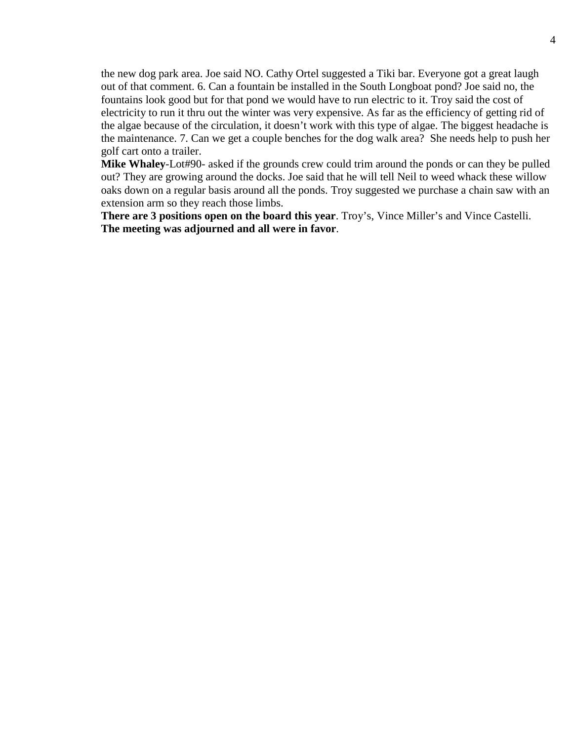the new dog park area. Joe said NO. Cathy Ortel suggested a Tiki bar. Everyone got a great laugh out of that comment. 6. Can a fountain be installed in the South Longboat pond? Joe said no, the fountains look good but for that pond we would have to run electric to it. Troy said the cost of electricity to run it thru out the winter was very expensive. As far as the efficiency of getting rid of the algae because of the circulation, it doesn't work with this type of algae. The biggest headache is the maintenance. 7. Can we get a couple benches for the dog walk area? She needs help to push her golf cart onto a trailer.

**Mike Whaley**-Lot#90- asked if the grounds crew could trim around the ponds or can they be pulled out? They are growing around the docks. Joe said that he will tell Neil to weed whack these willow oaks down on a regular basis around all the ponds. Troy suggested we purchase a chain saw with an extension arm so they reach those limbs.

**There are 3 positions open on the board this year**. Troy's, Vince Miller's and Vince Castelli.

**The meeting was adjourned and all were in favor**.